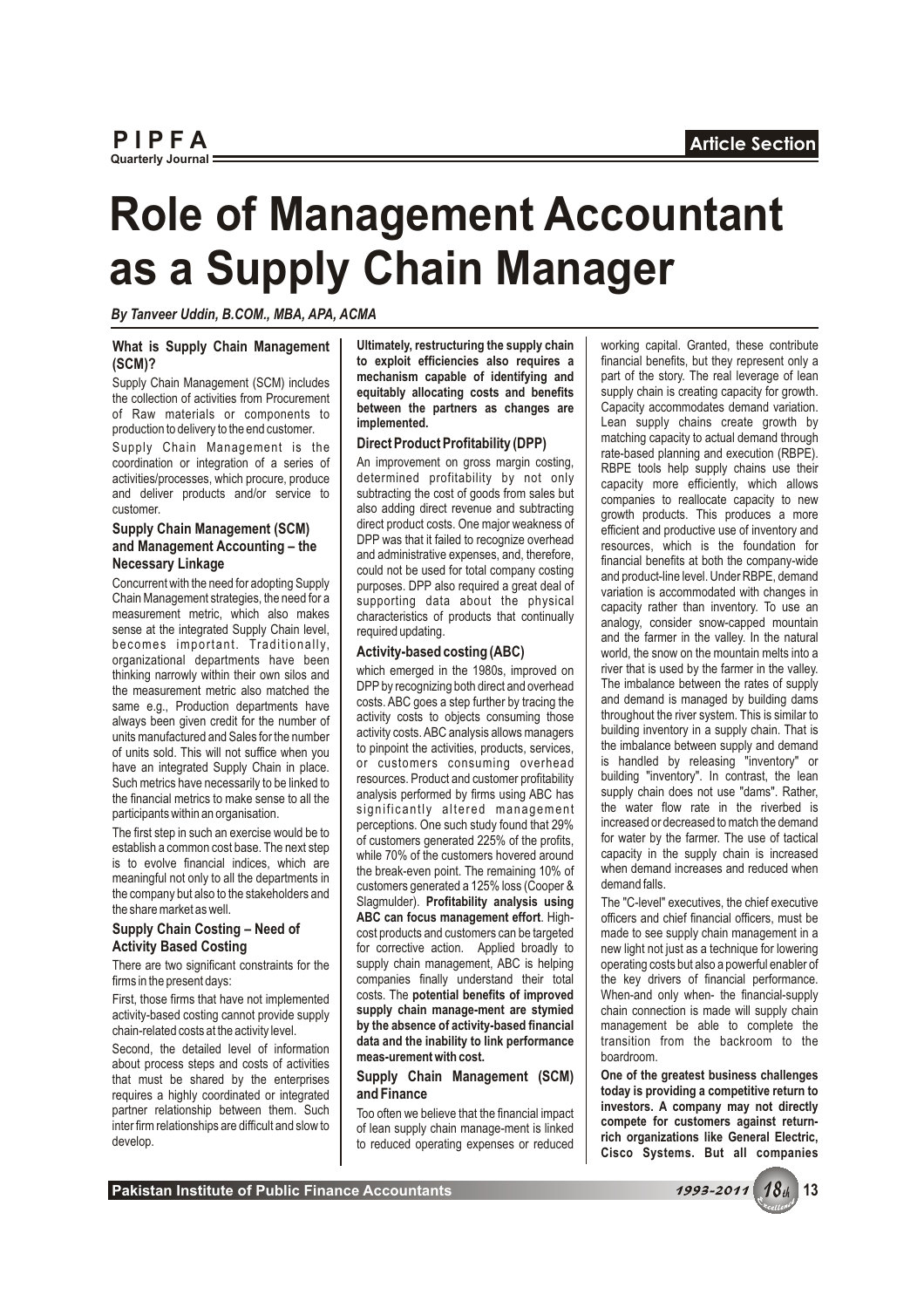# Role of Management Accountant as a Supply Chain Manager

*By Tanveer Uddin, B.COM., MBA, APA, ACMA*

### What is Supply Chain Management (SCM)?

Supply Chain Management (SCM) includes the collection of activities from Procurement of Raw materials or components to production to delivery to the end customer.

Supply Chain Management is the coordination or integration of a series of activities/processes, which procure, produce and deliver products and/or service to customer.

### Supply Chain Management (SCM) and Management Accounting – the Necessary Linkage

Concurrent with the need for adopting Supply Chain Management strategies, the need for a measurement metric, which also makes sense at the integrated Supply Chain level, becomes important. Traditionally, organizational departments have been thinking narrowly within their own silos and the measurement metric also matched the same e.g., Production departments have always been given credit for the number of units manufactured and Sales for the number of units sold. This will not suffice when you have an integrated Supply Chain in place. Such metrics have necessarily to be linked to the financial metrics to make sense to all the participants within an organisation.

The first step in such an exercise would be to establish a common cost base. The next step is to evolve financial indices, which are meaningful not only to all the departments in the company but also to the stakeholders and the share market as well.

### Supply Chain Costing – Need of Activity Based Costing

There are two significant constraints for the firms in the present days:

First, those firms that have not implemented activity-based costing cannot provide supply chain-related costs at the activity level.

Second, the detailed level of information about process steps and costs of activities that must be shared by the enterprises requires a highly coordinated or integrated partner relationship between them. Such inter firm relationships are difficult and slow to develop.

**Ultimately, restructuring the supply chain to exploit efficiencies also requires a mechanism capable of identifying and equitably allocating costs and benefits between the partners as changes are implemented.**

### Direct Product Profitability (DPP)

An improvement on gross margin costing, determined profitability by not only subtracting the cost of goods from sales but also adding direct revenue and subtracting direct product costs. One major weakness of DPP was that it failed to recognize overhead and administrative expenses, and, therefore, could not be used for total company costing purposes. DPP also required a great deal of supporting data about the physical characteristics of products that continually required updating.

### Activity-based costing (ABC)

which emerged in the 1980s, improved on DPP by recognizing both direct and overhead costs. ABC goes a step further by tracing the activity costs to objects consuming those activity costs. ABC analysis allows managers to pinpoint the activities, products, services, or customers consuming overhead resources. Product and customer profitability analysis performed by firms using ABC has significantly altered management perceptions. One such study found that 29% of customers generated 225% of the profits, while 70% of the customers hovered around the break-even point. The remaining 10% of customers generated a 125% loss (Cooper & Slagmulder). **Profitability analysis using ABC can focus management effort**. High-cost products and customers can be targeted for corrective action. Applied broadly to supply chain management, ABC is helping companies finally understand their total costs. The **potential benefits of improved supply chain manage-ment are stymied by the absence of activity-based financial data and the inability to link performance meas-urement with cost.**

### Supply Chain Management (SCM) and Finance

Too often we believe that the financial impact of lean supply chain manage-ment is linked to reduced operating expenses or reduced working capital. Granted, these contribute financial benefits, but they represent only a part of the story. The real leverage of lean supply chain is creating capacity for growth. Capacity accommodates demand variation. Lean supply chains create growth by matching capacity to actual demand through rate-based planning and execution (RBPE). RBPE tools help supply chains use their capacity more efficiently, which allows companies to reallocate capacity to new growth products. This produces a more efficient and productive use of inventory and resources, which is the foundation for financial benefits at both the company-wide and product-line level. Under RBPE, demand variation is accommodated with changes in capacity rather than inventory. To use an analogy, consider snow-capped mountain and the farmer in the valley. In the natural world, the snow on the mountain melts into a river that is used by the farmer in the valley. The imbalance between the rates of supply and demand is managed by building dams throughout the river system. This is similar to building inventory in a supply chain. That is the imbalance between supply and demand is handled by releasing "inventory" or building "inventory". In contrast, the lean supply chain does not use "dams". Rather, the water flow rate in the riverbed is increased or decreased to match the demand for water by the farmer. The use of tactical capacity in the supply chain is increased when demand increases and reduced when demand falls.

The "C-level" executives, the chief executive officers and chief financial officers, must be made to see supply chain management in a new light not just as a technique for lowering operating costs but also a powerful enabler of the key drivers of financial performance. When-and only when- the financial-supply chain connection is made will supply chain management be able to complete the transition from the backroom to the boardroom.

**One of the greatest business challenges today is providing a competitive return to investors. A company may not directly compete for customers against return-rich organizations like General Electric, Cisco Systems. But all companies**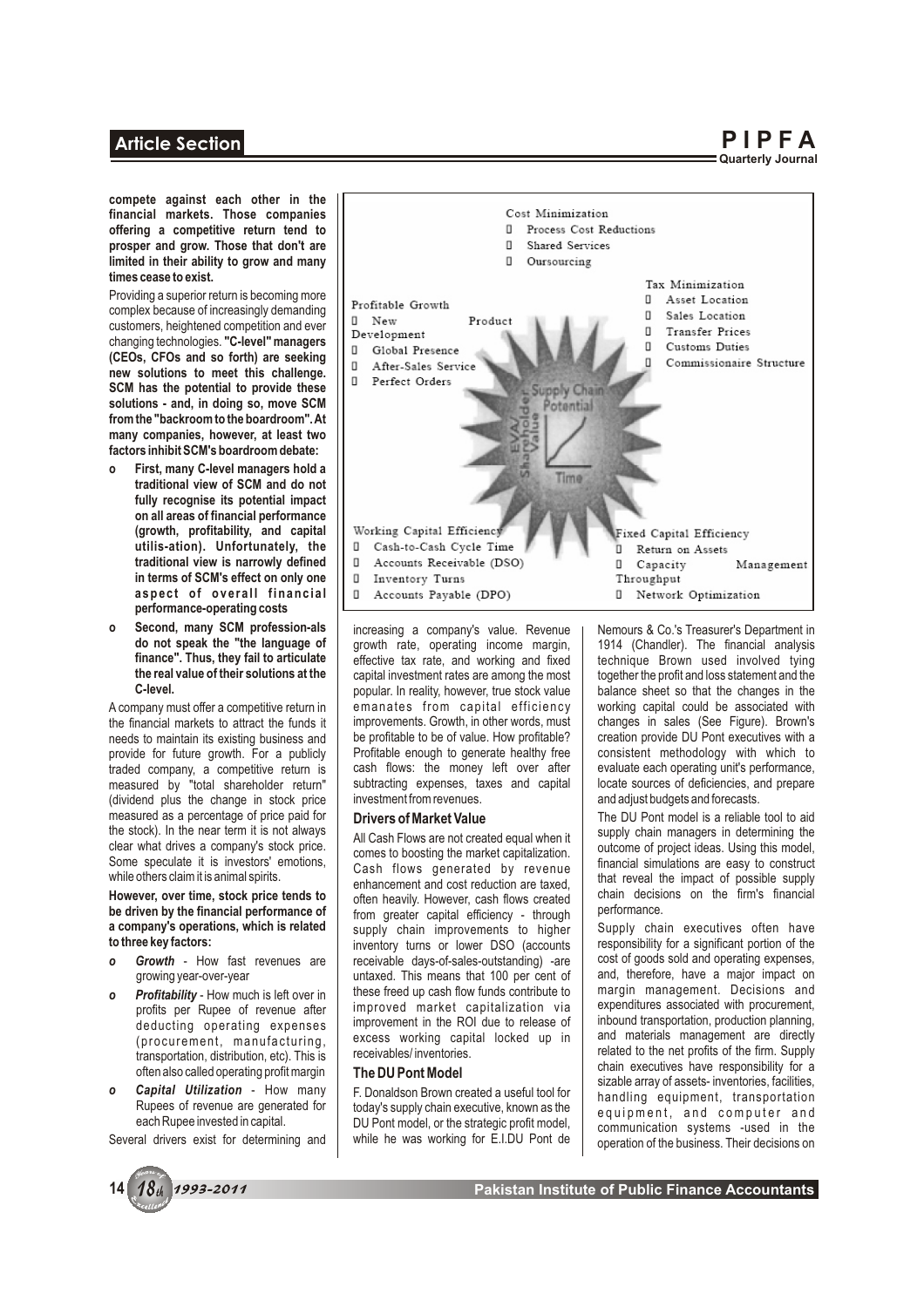**compete against each other in the financial markets. Those companies offering a competitive return tend to prosper and grow. Those that don't are limited in their ability to grow and many times cease to exist.**

Providing a superior return is becoming more complex because of increasingly demanding customers, heightened competition and ever changing technologies. **"C-level" managers (CEOs, CFOs and so forth) are seeking new solutions to meet this challenge. SCM has the potential to provide these solutions - and, in doing so, move SCM from the "backroom to the boardroom". At many companies, however, at least two factors inhibit SCM's boardroom debate:**

- **First, many C-level managers hold a traditional view of SCM and do not fully recognise its potential impact on all areas of financial performance (growth, profitability, and capital utilis-ation). Unfortunately, the traditional view is narrowly defined in terms of SCM's effect on only one aspect of overall financial performance-operating costs**
- **Second, many SCM profession-als do not speak the "the language of finance". Thus, they fail to articulate the real value of their solutions at the C-level.**

A company must offer a competitive return in the financial markets to attract the funds it needs to maintain its existing business and provide for future growth. For a publicly traded company, a competitive return is measured by "total shareholder return" (dividend plus the change in stock price measured as a percentage of price paid for the stock). In the near term it is not always clear what drives a company's stock price. Some speculate it is investors' emotions, while others claim it is animal spirits.

**However, over time, stock price tends to be driven by the financial performance of a company's operations, which is related to three key factors:**

- ***Growth*** - How fast revenues are growing year-over-year
- ***Profitability*** - How much is left over in profits per Rupee of revenue after deducting operating expenses (procurement, manufacturing, transportation, distribution, etc). This is often also called operating profit margin
- ***Capital Utilization*** - How many Rupees of revenue are generated for each Rupee invested in capital.

Several drivers exist for determining and increasing a company's value. Revenue growth rate, operating income margin, effective tax rate, and working and fixed capital investment rates are among the most popular. In reality, however, true stock value emanates from capital efficiency improvements. Growth, in other words, must be profitable to be of value. How profitable? Profitable enough to generate healthy free cash flows: the money left over after subtracting expenses, taxes and capital investment from revenues.

Cost Minimization
- Process Cost Reductions
- Shared Services
- Oursourcing

Profitable Growth
- New Product Development
- Global Presence
- After-Sales Service
- Perfect Orders

Tax Minimization
- Asset Location
- Sales Location
- Transfer Prices
- Customs Duties
- Commissionaire Structure

Supply Chain Potential

EVA/Shareholder Value

Time

Working Capital Efficiency
- Cash-to-Cash Cycle Time
- Accounts Receivable (DSO)
- Inventory Turns
- Accounts Payable (DPO)

Fixed Capital Efficiency
- Return on Assets
- Capacity Management Throughput
- Network Optimization

### Drivers of Market Value

All Cash Flows are not created equal when it comes to boosting the market capitalization. Cash flows generated by revenue enhancement and cost reduction are taxed, often heavily. However, cash flows created from greater capital efficiency - through supply chain improvements to higher inventory turns or lower DSO (accounts receivable days-of-sales-outstanding) -are untaxed. This means that 100 per cent of these freed up cash flow funds contribute to improved market capitalization via improvement in the ROI due to release of excess working capital locked up in receivables/ inventories.

### The DU Pont Model

F. Donaldson Brown created a useful tool for today's supply chain executive, known as the DU Pont model, or the strategic profit model, while he was working for E.I.DU Pont de Nemours & Co.'s Treasurer's Department in 1914 (Chandler). The financial analysis technique Brown used involved tying together the profit and loss statement and the balance sheet so that the changes in the working capital could be associated with changes in sales (See Figure). Brown's creation provide DU Pont executives with a consistent methodology with which to evaluate each operating unit's performance, locate sources of deficiencies, and prepare and adjust budgets and forecasts.

The DU Pont model is a reliable tool to aid supply chain managers in determining the outcome of project ideas. Using this model, financial simulations are easy to construct that reveal the impact of possible supply chain decisions on the firm's financial performance.

Supply chain executives often have responsibility for a significant portion of the cost of goods sold and operating expenses, and, therefore, have a major impact on margin management. Decisions and expenditures associated with procurement, inbound transportation, production planning, and materials management are directly related to the net profits of the firm. Supply chain executives have responsibility for a sizable array of assets- inventories, facilities, handling equipment, transportation equipment, and computer and communication systems -used in the operation of the business. Their decisions on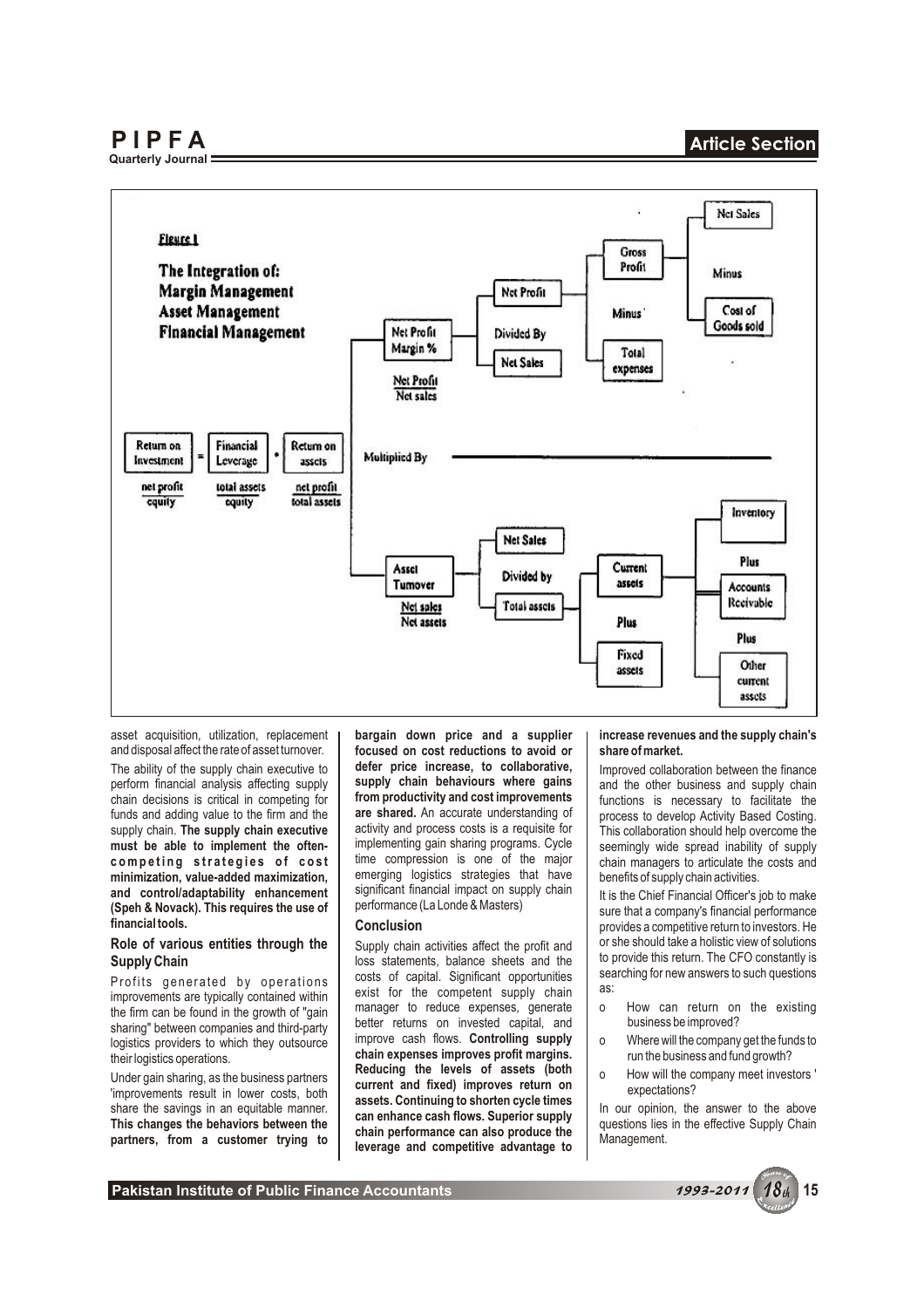Figure 1

The Integration of:
Margin Management
Asset Management
Financial Management

Return on Investment = Financial Leverage • Return on assets

net profit / equity — total assets / equity — net profit / total assets

Net Profit Margin % — Net Profit / Net sales

Net Profit — Divided By — Net Sales

Gross Profit — Minus — Total expenses

Net Sales — Minus — Cost of Goods sold

Multiplied By

Asset Turnover — Net sales / Net assets

Net Sales — Divided by — Total assets

Current assets — Plus — Fixed assets

Inventory — Plus — Accounts Receivable — Plus — Other current assets

asset acquisition, utilization, replacement and disposal affect the rate of asset turnover.

The ability of the supply chain executive to perform financial analysis affecting supply chain decisions is critical in competing for funds and adding value to the firm and the supply chain. **The supply chain executive must be able to implement the often-competing strategies of cost minimization, value-added maximization, and control/adaptability enhancement (Speh & Novack). This requires the use of financial tools.**

### Role of various entities through the Supply Chain

Profits generated by operations improvements are typically contained within the firm can be found in the growth of "gain sharing" between companies and third-party logistics providers to which they outsource their logistics operations.

Under gain sharing, as the business partners 'improvements result in lower costs, both share the savings in an equitable manner. **This changes the behaviors between the partners, from a customer trying to bargain down price and a supplier focused on cost reductions to avoid or defer price increase, to collaborative, supply chain behaviours where gains from productivity and cost improvements are shared.** An accurate understanding of activity and process costs is a requisite for implementing gain sharing programs. Cycle time compression is one of the major emerging logistics strategies that have significant financial impact on supply chain performance (La Londe & Masters)

### Conclusion

Supply chain activities affect the profit and loss statements, balance sheets and the costs of capital. Significant opportunities exist for the competent supply chain manager to reduce expenses, generate better returns on invested capital, and improve cash flows. **Controlling supply chain expenses improves profit margins. Reducing the levels of assets (both current and fixed) improves return on assets. Continuing to shorten cycle times can enhance cash flows. Superior supply chain performance can also produce the leverage and competitive advantage to increase revenues and the supply chain's share of market.**

Improved collaboration between the finance and the other business and supply chain functions is necessary to facilitate the process to develop Activity Based Costing. This collaboration should help overcome the seemingly wide spread inability of supply chain managers to articulate the costs and benefits of supply chain activities.

It is the Chief Financial Officer's job to make sure that a company's financial performance provides a competitive return to investors. He or she should take a holistic view of solutions to provide this return. The CFO constantly is searching for new answers to such questions as:

- How can return on the existing business be improved?
- Where will the company get the funds to run the business and fund growth?
- How will the company meet investors ' expectations?

In our opinion, the answer to the above questions lies in the effective Supply Chain Management.